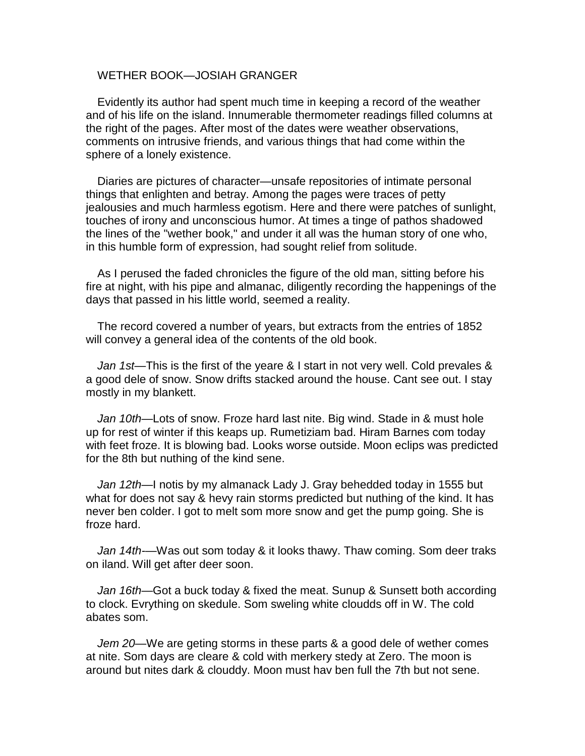WETHER BOOK—JOSIAH GRANGER

Evidently its author had spent much time in keeping a record of the weather and of his life on the island. Innumerable thermometer readings filled columns at the right of the pages. After most of the dates were weather observations, comments on intrusive friends, and various things that had come within the sphere of a lonely existence.

Diaries are pictures of character—unsafe repositories of intimate personal things that enlighten and betray. Among the pages were traces of petty jealousies and much harmless egotism. Here and there were patches of sunlight, touches of irony and unconscious humor. At times a tinge of pathos shadowed the lines of the "wether book," and under it all was the human story of one who, in this humble form of expression, had sought relief from solitude.

As I perused the faded chronicles the figure of the old man, sitting before his fire at night, with his pipe and almanac, diligently recording the happenings of the days that passed in his little world, seemed a reality.

The record covered a number of years, but extracts from the entries of 1852 will convey a general idea of the contents of the old book.

*Jan 1st*—This is the first of the yeare & I start in not very well. Cold prevales & a good dele of snow. Snow drifts stacked around the house. Cant see out. I stay mostly in my blankett.

*Jan 10th*—Lots of snow. Froze hard last nite. Big wind. Stade in & must hole up for rest of winter if this keaps up. Rumetiziam bad. Hiram Barnes com today with feet froze. It is blowing bad. Looks worse outside. Moon eclips was predicted for the 8th but nuthing of the kind sene.

*Jan 12th*—I notis by my almanack Lady J. Gray behedded today in 1555 but what for does not say & hevy rain storms predicted but nuthing of the kind. It has never ben colder. I got to melt som more snow and get the pump going. She is froze hard.

*Jan 14th*-—Was out som today & it looks thawy. Thaw coming. Som deer traks on iland. Will get after deer soon.

*Jan 16th*—Got a buck today & fixed the meat. Sunup & Sunsett both according to clock. Evrything on skedule. Som sweling white cloudds off in W. The cold abates som.

*Jem 20*—We are geting storms in these parts & a good dele of wether comes at nite. Som days are cleare & cold with merkery stedy at Zero. The moon is around but nites dark & clouddy. Moon must hav ben full the 7th but not sene.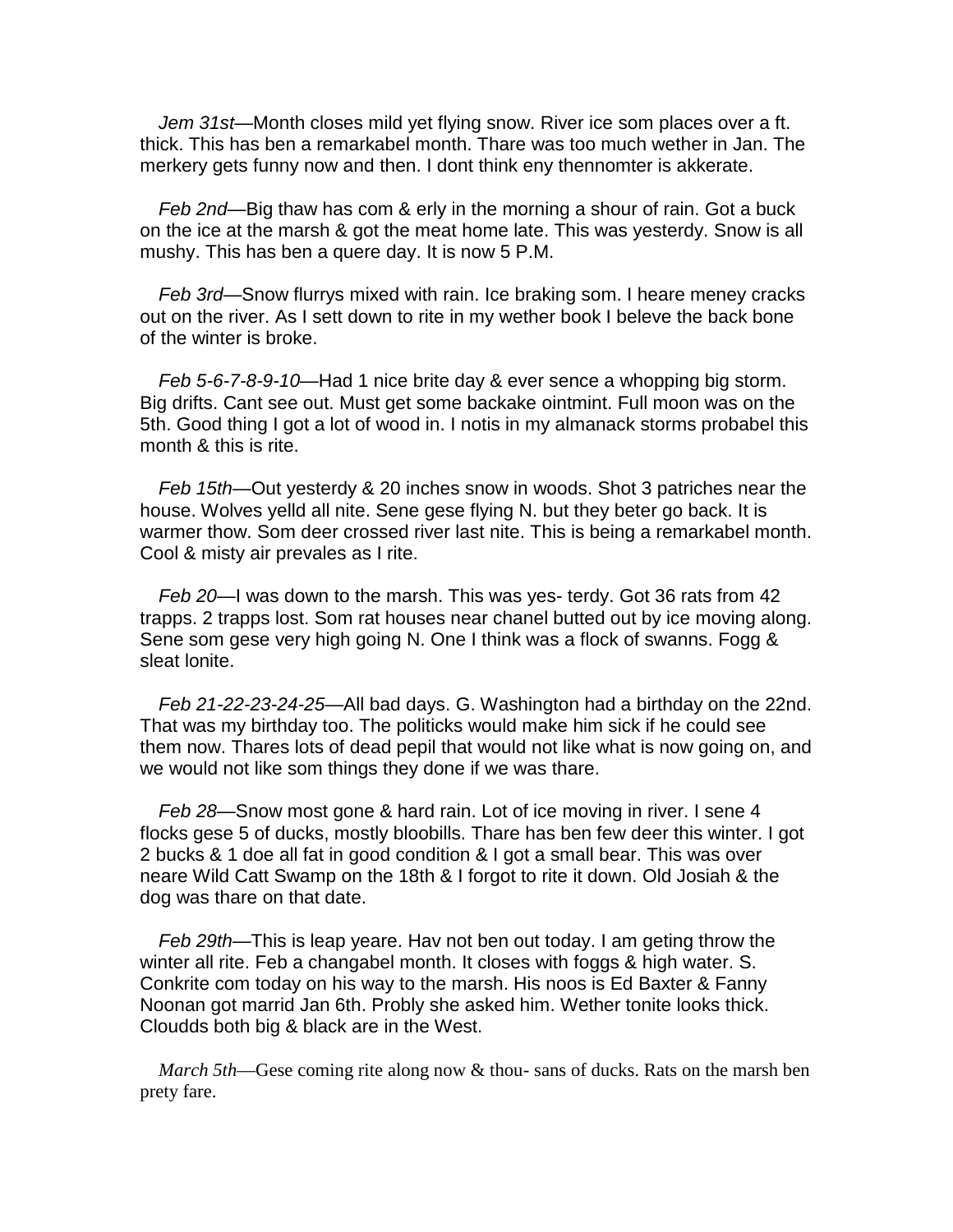*Jem 31st*—Month closes mild yet flying snow. River ice som places over a ft. thick. This has ben a remarkabel month. Thare was too much wether in Jan. The merkery gets funny now and then. I dont think eny thennomter is akkerate.

*Feb 2nd*—Big thaw has com & erly in the morning a shour of rain. Got a buck on the ice at the marsh & got the meat home late. This was yesterdy. Snow is all mushy. This has ben a quere day. It is now 5 P.M.

*Feb 3rd*—Snow flurrys mixed with rain. Ice braking som. I heare meney cracks out on the river. As I sett down to rite in my wether book I beleve the back bone of the winter is broke.

*Feb 5-6-7-8-9-10*—Had 1 nice brite day & ever sence a whopping big storm. Big drifts. Cant see out. Must get some backake ointmint. Full moon was on the 5th. Good thing I got a lot of wood in. I notis in my almanack storms probabel this month & this is rite.

*Feb 15th*—Out yesterdy & 20 inches snow in woods. Shot 3 patriches near the house. Wolves yelld all nite. Sene gese flying N. but they beter go back. It is warmer thow. Som deer crossed river last nite. This is being a remarkabel month. Cool & misty air prevales as I rite.

*Feb 20*—I was down to the marsh. This was yes- terdy. Got 36 rats from 42 trapps. 2 trapps lost. Som rat houses near chanel butted out by ice moving along. Sene som gese very high going N. One I think was a flock of swanns. Fogg & sleat lonite.

*Feb 21-22-23-24-25*—All bad days. G. Washington had a birthday on the 22nd. That was my birthday too. The politicks would make him sick if he could see them now. Thares lots of dead pepil that would not like what is now going on, and we would not like som things they done if we was thare.

*Feb 28*—Snow most gone & hard rain. Lot of ice moving in river. I sene 4 flocks gese 5 of ducks, mostly bloobills. Thare has ben few deer this winter. I got 2 bucks & 1 doe all fat in good condition & I got a small bear. This was over neare Wild Catt Swamp on the 18th & I forgot to rite it down. Old Josiah & the dog was thare on that date.

*Feb 29th*—This is leap yeare. Hav not ben out today. I am geting throw the winter all rite. Feb a changabel month. It closes with foggs & high water. S. Conkrite com today on his way to the marsh. His noos is Ed Baxter & Fanny Noonan got marrid Jan 6th. Probly she asked him. Wether tonite looks thick. Cloudds both big & black are in the West.

*March 5th*—Gese coming rite along now & thou- sans of ducks. Rats on the marsh ben prety fare.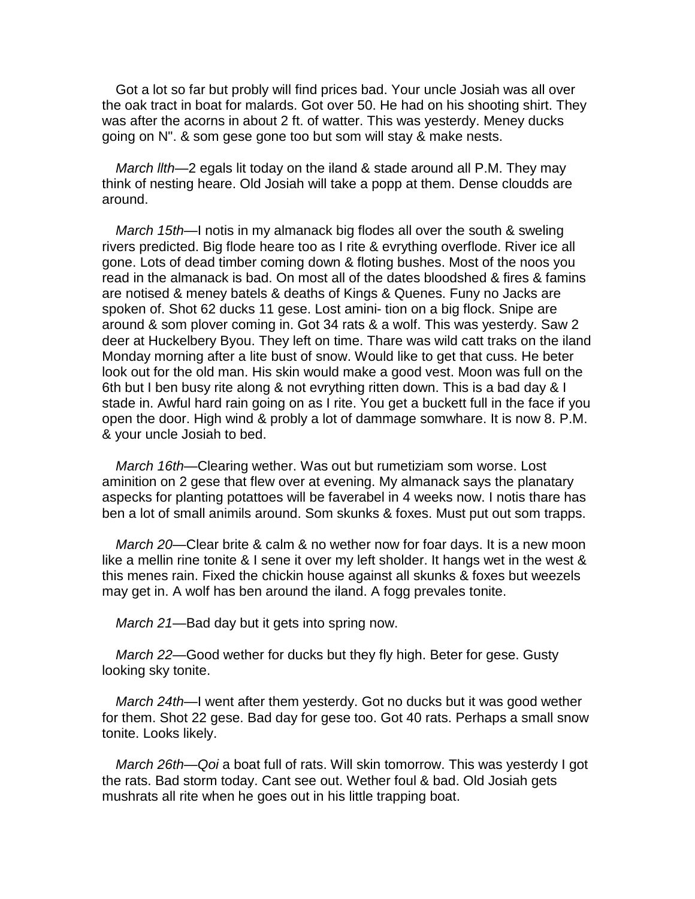Got a lot so far but probly will find prices bad. Your uncle Josiah was all over the oak tract in boat for malards. Got over 50. He had on his shooting shirt. They was after the acorns in about 2 ft. of watter. This was yesterdy. Meney ducks going on N". & som gese gone too but som will stay & make nests.

*March llth*—2 egals lit today on the iland & stade around all P.M. They may think of nesting heare. Old Josiah will take a popp at them. Dense cloudds are around.

*March 15th*—I notis in my almanack big flodes all over the south & sweling rivers predicted. Big flode heare too as I rite & evrything overflode. River ice all gone. Lots of dead timber coming down & floting bushes. Most of the noos you read in the almanack is bad. On most all of the dates bloodshed & fires & famins are notised & meney batels & deaths of Kings & Quenes. Funy no Jacks are spoken of. Shot 62 ducks 11 gese. Lost amini- tion on a big flock. Snipe are around & som plover coming in. Got 34 rats & a wolf. This was yesterdy. Saw 2 deer at Huckelbery Byou. They left on time. Thare was wild catt traks on the iland Monday morning after a lite bust of snow. Would like to get that cuss. He beter look out for the old man. His skin would make a good vest. Moon was full on the 6th but I ben busy rite along & not evrything ritten down. This is a bad day & I stade in. Awful hard rain going on as I rite. You get a buckett full in the face if you open the door. High wind & probly a lot of dammage somwhare. It is now 8. P.M. & your uncle Josiah to bed.

*March 16th*—Clearing wether. Was out but rumetiziam som worse. Lost aminition on 2 gese that flew over at evening. My almanack says the planatary aspecks for planting potattoes will be faverabel in 4 weeks now. I notis thare has ben a lot of small animils around. Som skunks & foxes. Must put out som trapps.

*March 20*—Clear brite & calm & no wether now for foar days. It is a new moon like a mellin rine tonite & I sene it over my left sholder. It hangs wet in the west & this menes rain. Fixed the chickin house against all skunks & foxes but weezels may get in. A wolf has ben around the iland. A fogg prevales tonite.

*March 21*—Bad day but it gets into spring now.

*March 22*—Good wether for ducks but they fly high. Beter for gese. Gusty looking sky tonite.

*March 24th*—I went after them yesterdy. Got no ducks but it was good wether for them. Shot 22 gese. Bad day for gese too. Got 40 rats. Perhaps a small snow tonite. Looks likely.

*March 26th*—*Qoi* a boat full of rats. Will skin tomorrow. This was yesterdy I got the rats. Bad storm today. Cant see out. Wether foul & bad. Old Josiah gets mushrats all rite when he goes out in his little trapping boat.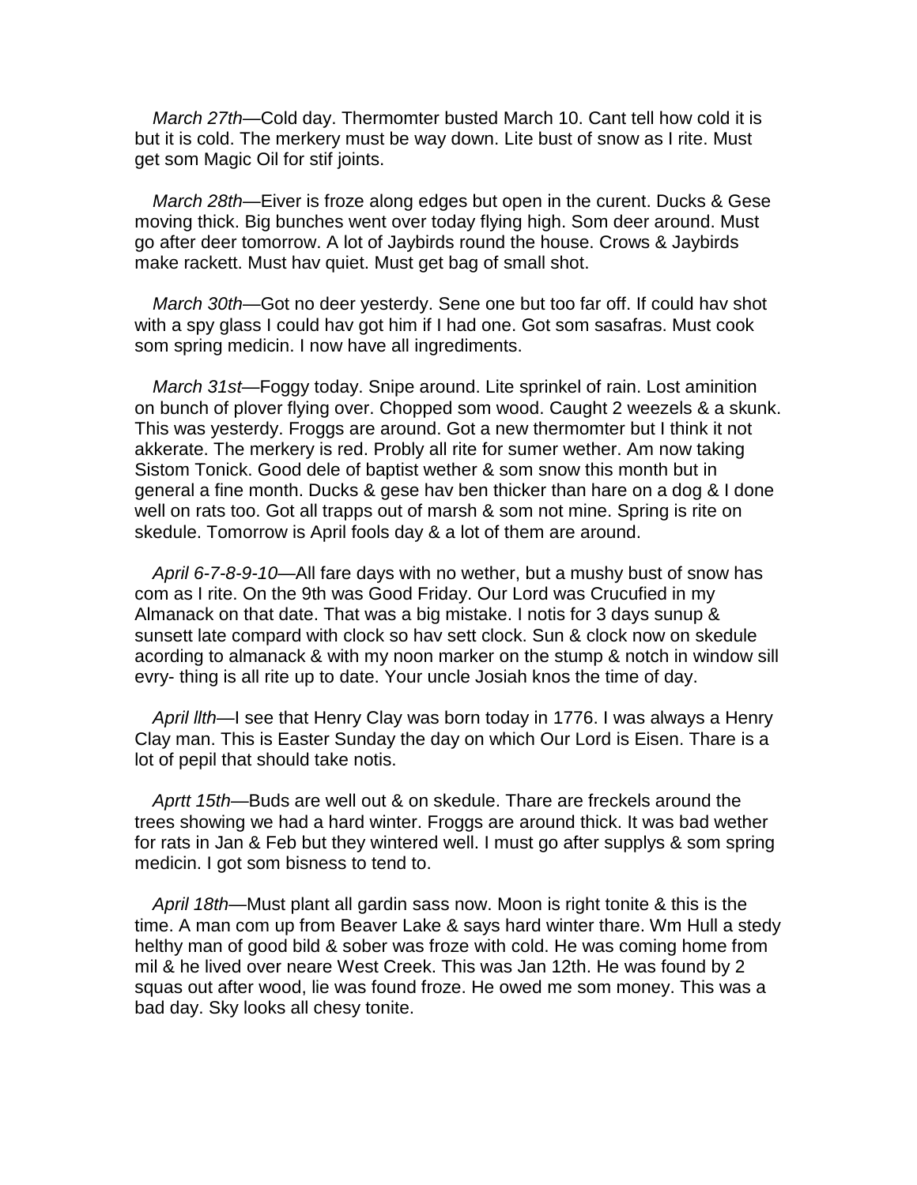*March 27th*—Cold day. Thermomter busted March 10. Cant tell how cold it is but it is cold. The merkery must be way down. Lite bust of snow as I rite. Must get som Magic Oil for stif joints.

*March 28th*—Eiver is froze along edges but open in the curent. Ducks & Gese moving thick. Big bunches went over today flying high. Som deer around. Must go after deer tomorrow. A lot of Jaybirds round the house. Crows & Jaybirds make rackett. Must hav quiet. Must get bag of small shot.

*March 30th*—Got no deer yesterdy. Sene one but too far off. If could hav shot with a spy glass I could hav got him if I had one. Got som sasafras. Must cook som spring medicin. I now have all ingrediments.

*March 31st*—Foggy today. Snipe around. Lite sprinkel of rain. Lost aminition on bunch of plover flying over. Chopped som wood. Caught 2 weezels & a skunk. This was yesterdy. Froggs are around. Got a new thermomter but I think it not akkerate. The merkery is red. Probly all rite for sumer wether. Am now taking Sistom Tonick. Good dele of baptist wether & som snow this month but in general a fine month. Ducks & gese hav ben thicker than hare on a dog & I done well on rats too. Got all trapps out of marsh & som not mine. Spring is rite on skedule. Tomorrow is April fools day & a lot of them are around.

*April 6-7-8-9-10*—All fare days with no wether, but a mushy bust of snow has com as I rite. On the 9th was Good Friday. Our Lord was Crucufied in my Almanack on that date. That was a big mistake. I notis for 3 days sunup & sunsett late compard with clock so hav sett clock. Sun & clock now on skedule acording to almanack & with my noon marker on the stump & notch in window sill evry- thing is all rite up to date. Your uncle Josiah knos the time of day.

*April llth*—I see that Henry Clay was born today in 1776. I was always a Henry Clay man. This is Easter Sunday the day on which Our Lord is Eisen. Thare is a lot of pepil that should take notis.

*Aprtt 15th*—Buds are well out & on skedule. Thare are freckels around the trees showing we had a hard winter. Froggs are around thick. It was bad wether for rats in Jan & Feb but they wintered well. I must go after supplys & som spring medicin. I got som bisness to tend to.

*April 18th*—Must plant all gardin sass now. Moon is right tonite & this is the time. A man com up from Beaver Lake & says hard winter thare. Wm Hull a stedy helthy man of good bild & sober was froze with cold. He was coming home from mil & he lived over neare West Creek. This was Jan 12th. He was found by 2 squas out after wood, lie was found froze. He owed me som money. This was a bad day. Sky looks all chesy tonite.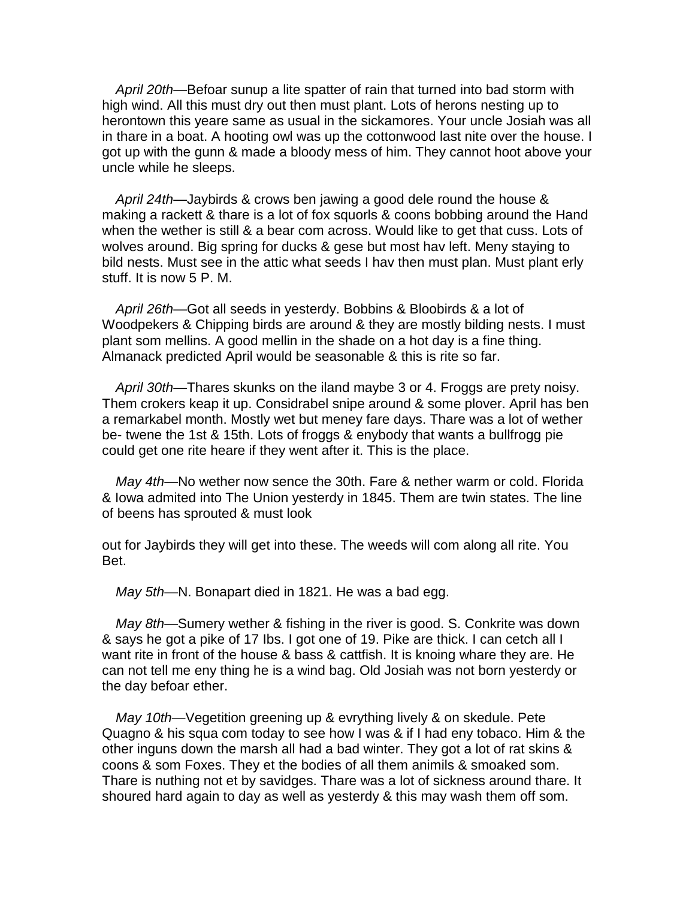*April 20th*—Befoar sunup a lite spatter of rain that turned into bad storm with high wind. All this must dry out then must plant. Lots of herons nesting up to herontown this yeare same as usual in the sickamores. Your uncle Josiah was all in thare in a boat. A hooting owl was up the cottonwood last nite over the house. I got up with the gunn & made a bloody mess of him. They cannot hoot above your uncle while he sleeps.

*April 24th*—Jaybirds & crows ben jawing a good dele round the house & making a rackett & thare is a lot of fox squorls & coons bobbing around the Hand when the wether is still & a bear com across. Would like to get that cuss. Lots of wolves around. Big spring for ducks & gese but most hav left. Meny staying to bild nests. Must see in the attic what seeds I hav then must plan. Must plant erly stuff. It is now 5 P. M.

*April 26th*—Got all seeds in yesterdy. Bobbins & Bloobirds & a lot of Woodpekers & Chipping birds are around & they are mostly bilding nests. I must plant som mellins. A good mellin in the shade on a hot day is a fine thing. Almanack predicted April would be seasonable & this is rite so far.

*April 30th*—Thares skunks on the iland maybe 3 or 4. Froggs are prety noisy. Them crokers keap it up. Considrabel snipe around & some plover. April has ben a remarkabel month. Mostly wet but meney fare days. Thare was a lot of wether be- twene the 1st & 15th. Lots of froggs & enybody that wants a bullfrogg pie could get one rite heare if they went after it. This is the place.

*May 4th*—No wether now sence the 30th. Fare & nether warm or cold. Florida & Iowa admited into The Union yesterdy in 1845. Them are twin states. The line of beens has sprouted & must look

out for Jaybirds they will get into these. The weeds will com along all rite. You Bet.

*May 5th*—N. Bonapart died in 1821. He was a bad egg.

*May 8th*—Sumery wether & fishing in the river is good. S. Conkrite was down & says he got a pike of 17 lbs. I got one of 19. Pike are thick. I can cetch all I want rite in front of the house & bass & cattfish. It is knoing whare they are. He can not tell me eny thing he is a wind bag. Old Josiah was not born yesterdy or the day befoar ether.

*May 10th*—Vegetition greening up & evrything lively & on skedule. Pete Quagno & his squa com today to see how I was & if I had eny tobaco. Him & the other inguns down the marsh all had a bad winter. They got a lot of rat skins & coons & som Foxes. They et the bodies of all them animils & smoaked som. Thare is nuthing not et by savidges. Thare was a lot of sickness around thare. It shoured hard again to day as well as yesterdy & this may wash them off som.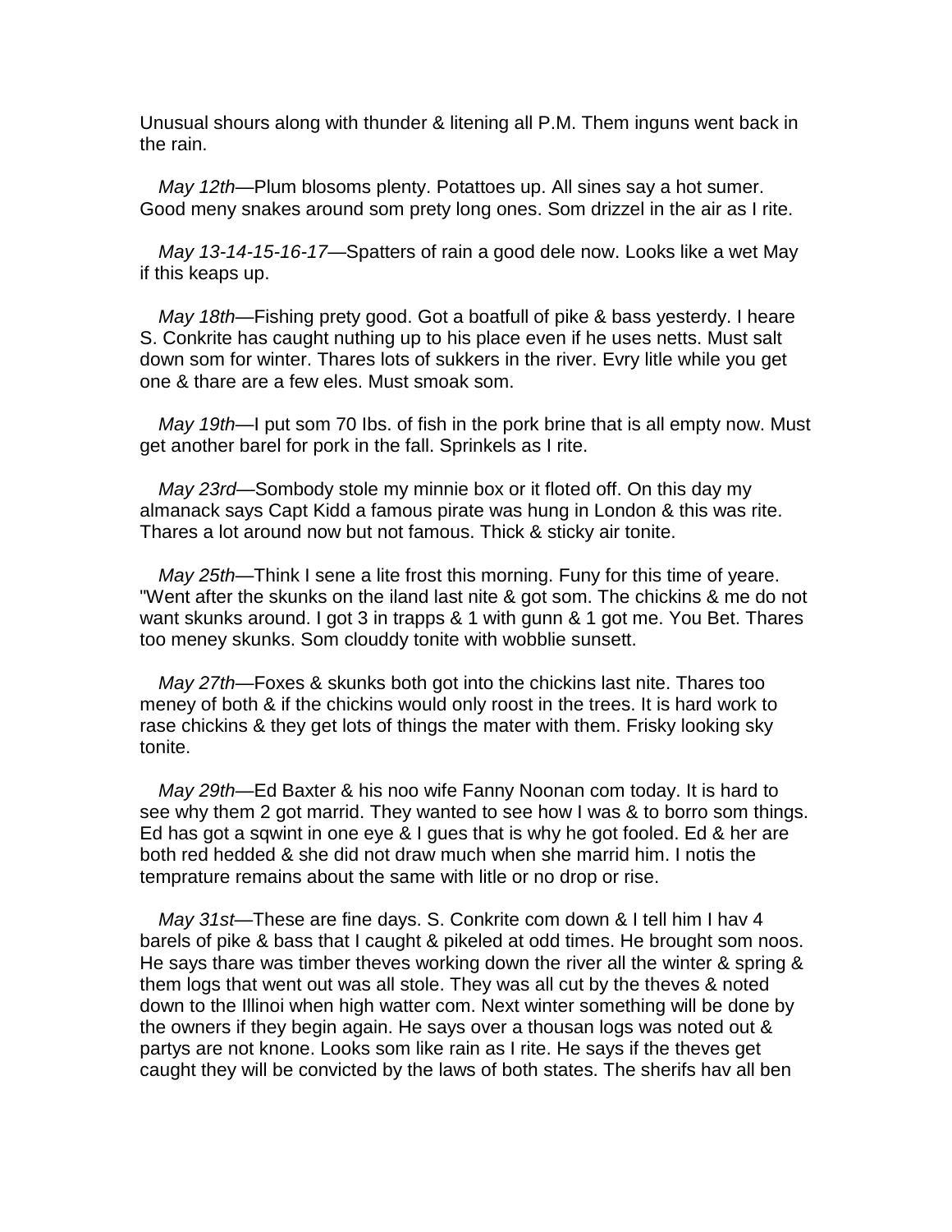Unusual shours along with thunder & litening all P.M. Them inguns went back in the rain.

*May 12th*—Plum blosoms plenty. Potattoes up. All sines say a hot sumer. Good meny snakes around som pretty long ones. Som drizzel in the air as I rite.

*May 13-14-15-16-17*—Spatters of rain a good dele now. Looks like a wet May if this keaps up.

*May 18th*—Fishing prety good. Got a boatfull of pike & bass yesterdy. I heare S. Conkrite has caught nuthing up to his place even if he uses netts. Must salt down som for winter. Thares lots of sukkers in the river. Evry litle while you get one & thare are a few eles. Must smoak som.

*May 19th*—I put som 70 lbs. of fish in the pork brine that is all empty now. Must get another barel for pork in the fall. Sprinkels as I rite.

*May 23rd*—Sombody stole my minnie box or it floted off. On this day my almanack says Capt Kidd a famous pirate was hung in London & this was rite. Thares a lot around now but not famous. Thick & sticky air tonite.

*May 25th*—Think I sene a lite frost this morning. Funy for this time of yeare. "Went after the skunks on the iland last nite & got som. The chickins & me do not want skunks around. I got 3 in trapps & 1 with gunn & 1 got me. You Bet. Thares too meney skunks. Som clouddy tonite with wobblie sunsett.

*May 27th*—Foxes & skunks both got into the chickins last nite. Thares too meney of both & if the chickins would only roost in the trees. It is hard work to rase chickins & they get lots of things the mater with them. Frisky looking sky tonite.

*May 29th*—Ed Baxter & his noo wife Fanny Noonan com today. It is hard to see why them 2 got marrid. They wanted to see how I was & to borro som things. Ed has got a sqwint in one eye & I gues that is why he got fooled. Ed & her are both red hedded & she did not draw much when she marrid him. I notis the temprature remains about the same with litle or no drop or rise.

*May 31st*—These are fine days. S. Conkrite com down & I tell him I hav 4 barels of pike & bass that I caught & pikeled at odd times. He brought som noos. He says thare was timber theves working down the river all the winter & spring & them logs that went out was all stole. They was all cut by the theves & noted down to the Illinoi when high watter com. Next winter something will be done by the owners if they begin again. He says over a thousan logs was noted out & partys are not knone. Looks som like rain as I rite. He says if the theves get caught they will be convicted by the laws of both states. The sherifs hav all ben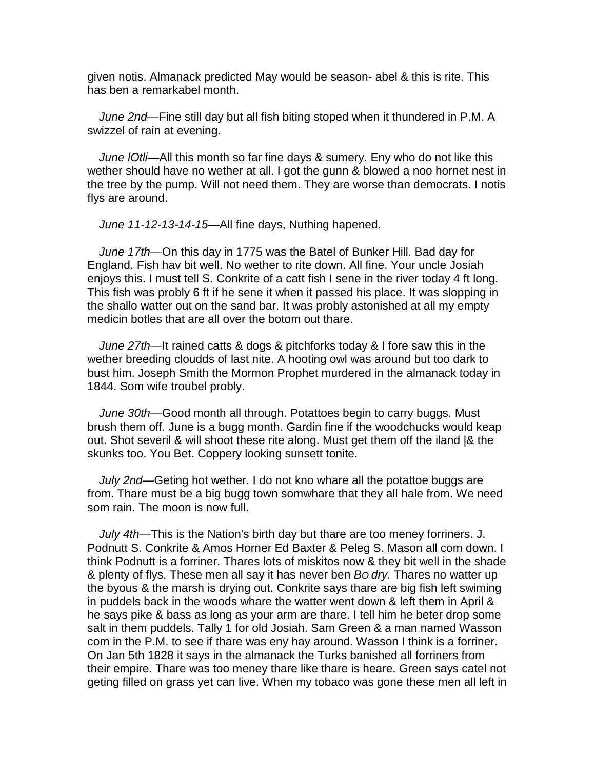given notis. Almanack predicted May would be season- abel & this is rite. This has ben a remarkabel month.

*June 2nd*—Fine still day but all fish biting stoped when it thundered in P.M. A swizzel of rain at evening.

*June lOtli*—All this month so far fine days & sumery. Eny who do not like this wether should have no wether at all. I got the gunn & blowed a noo hornet nest in the tree by the pump. Will not need them. They are worse than democrats. I notis flys are around.

*June 11-12-13-14-15*—All fine days, Nuthing hapened.

*June 17th*—On this day in 1775 was the Batel of Bunker Hill. Bad day for England. Fish hav bit well. No wether to rite down. All fine. Your uncle Josiah enjoys this. I must tell S. Conkrite of a catt fish I sene in the river today 4 ft long. This fish was probly 6 ft if he sene it when it passed his place. It was slopping in the shallo watter out on the sand bar. It was probly astonished at all my empty medicin botles that are all over the botom out thare.

*June 27th*—It rained catts & dogs & pitchforks today & I fore saw this in the wether breeding cloudds of last nite. A hooting owl was around but too dark to bust him. Joseph Smith the Mormon Prophet murdered in the almanack today in 1844. Som wife troubel probly.

*June 30th*—Good month all through. Potattoes begin to carry buggs. Must brush them off. June is a bugg month. Gardin fine if the woodchucks would keap out. Shot severil & will shoot these rite along. Must get them off the iland |& the skunks too. You Bet. Coppery looking sunsett tonite.

*July 2nd*—Geting hot wether. I do not kno whare all the potattoe buggs are from. Thare must be a big bugg town somwhare that they all hale from. We need som rain. The moon is now full.

*July 4th*—This is the Nation's birth day but thare are too meney forriners. J. Podnutt S. Conkrite & Amos Horner Ed Baxter & Peleg S. Mason all com down. I think Podnutt is a forriner. Thares lots of miskitos now & they bit well in the shade & plenty of flys. These men all say it has never ben *Bo dry.* Thares no watter up the byous & the marsh is drying out. Conkrite says thare are big fish left swiming in puddels back in the woods whare the watter went down & left them in April & he says pike & bass as long as your arm are thare. I tell him he beter drop some salt in them puddels. Tally 1 for old Josiah. Sam Green & a man named Wasson com in the P.M. to see if thare was eny hay around. Wasson I think is a forriner. On Jan 5th 1828 it says in the almanack the Turks banished all forriners from their empire. Thare was too meney thare like thare is heare. Green says catel not geting filled on grass yet can live. When my tobaco was gone these men all left in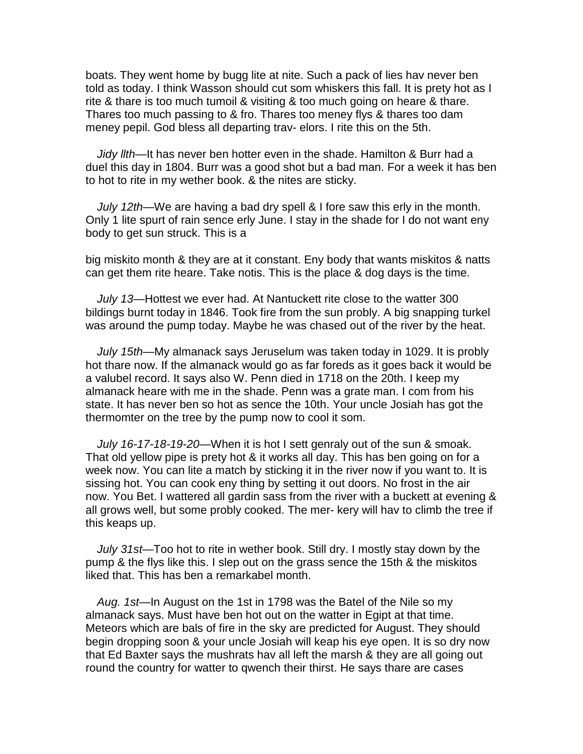boats. They went home by bugg lite at nite. Such a pack of lies hav never ben told as today. I think Wasson should cut som whiskers this fall. It is prety hot as I rite & thare is too much tumoil & visiting & too much going on heare & thare. Thares too much passing to & fro. Thares too meney flys & thares too dam meney pepil. God bless all departing trav- elors. I rite this on the 5th.

*Jidy llth*—It has never ben hotter even in the shade. Hamilton & Burr had a duel this day in 1804. Burr was a good shot but a bad man. For a week it has ben to hot to rite in my wether book. & the nites are sticky.

*July 12th*—We are having a bad dry spell & I fore saw this erly in the month. Only 1 lite spurt of rain sence erly June. I stay in the shade for I do not want eny body to get sun struck. This is a

big miskito month & they are at it constant. Eny body that wants miskitos & natts can get them rite heare. Take notis. This is the place & dog days is the time.

*July 13*—Hottest we ever had. At Nantuckett rite close to the watter 300 bildings burnt today in 1846. Took fire from the sun probly. A big snapping turkel was around the pump today. Maybe he was chased out of the river by the heat.

*July 15th*—My almanack says Jeruselum was taken today in 1029. It is probly hot thare now. If the almanack would go as far foreds as it goes back it would be a valubel record. It says also W. Penn died in 1718 on the 20th. I keep my almanack heare with me in the shade. Penn was a grate man. I com from his state. It has never ben so hot as sence the 10th. Your uncle Josiah has got the thermomter on the tree by the pump now to cool it som.

*July 16-17-18-19-20*—When it is hot I sett genraly out of the sun & smoak. That old yellow pipe is prety hot & it works all day. This has ben going on for a week now. You can lite a match by sticking it in the river now if you want to. It is sissing hot. You can cook eny thing by setting it out doors. No frost in the air now. You Bet. I wattered all gardin sass from the river with a buckett at evening & all grows well, but some probly cooked. The mer- kery will hav to climb the tree if this keaps up.

*July 31st*—Too hot to rite in wether book. Still dry. I mostly stay down by the pump & the flys like this. I slep out on the grass sence the 15th & the miskitos liked that. This has ben a remarkabel month.

*Aug. 1st*—In August on the 1st in 1798 was the Batel of the Nile so my almanack says. Must have ben hot out on the watter in Egipt at that time. Meteors which are bals of fire in the sky are predicted for August. They should begin dropping soon & your uncle Josiah will keap his eye open. It is so dry now that Ed Baxter says the mushrats hav all left the marsh & they are all going out round the country for watter to qwench their thirst. He says thare are cases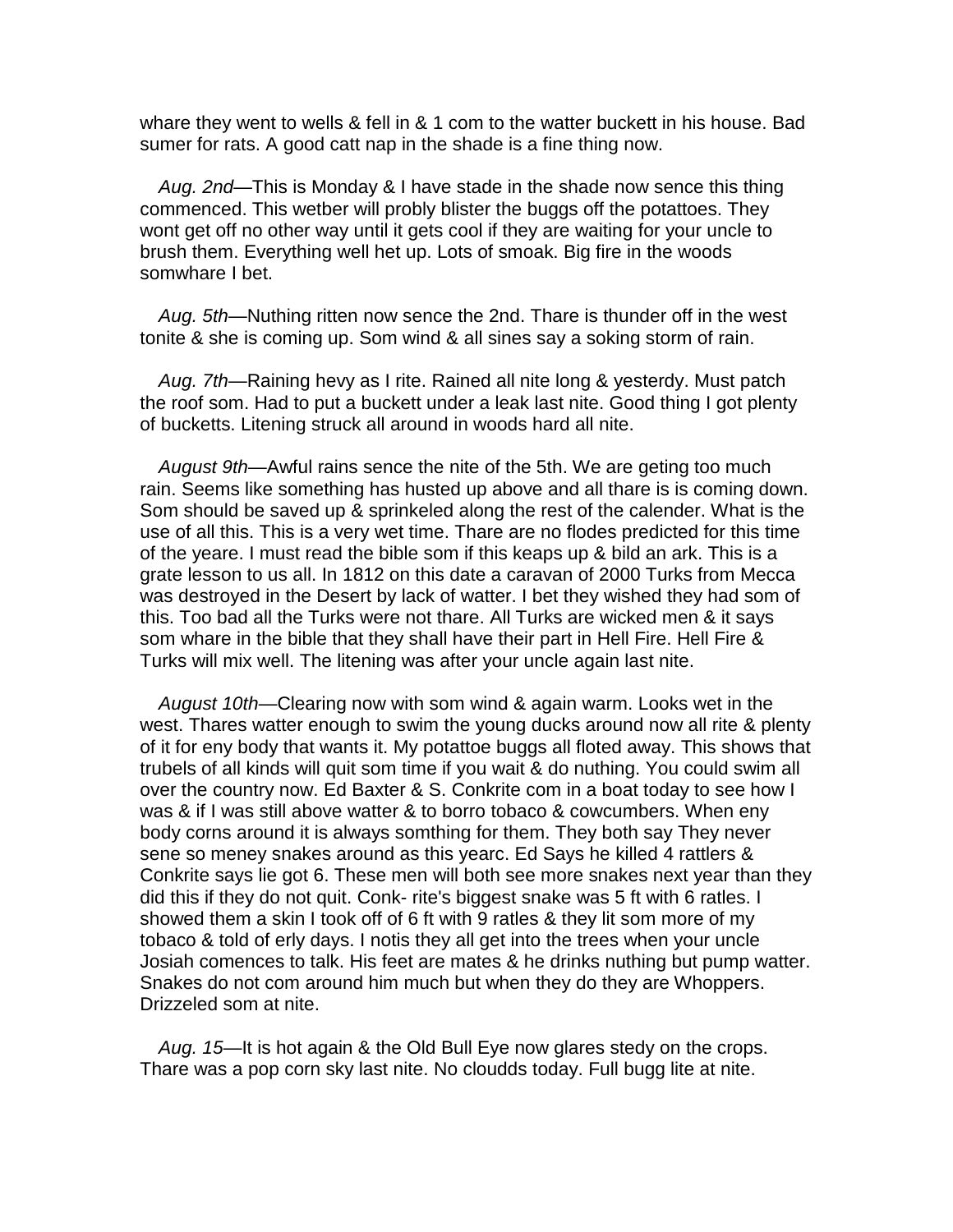whare they went to wells & fell in & 1 com to the watter buckett in his house. Bad sumer for rats. A good catt nap in the shade is a fine thing now.

*Aug. 2nd*—This is Monday & I have stade in the shade now sence this thing commenced. This wetber will probly blister the buggs off the potattoes. They wont get off no other way until it gets cool if they are waiting for your uncle to brush them. Everything well het up. Lots of smoak. Big fire in the woods somwhare I bet.

*Aug. 5th*—Nuthing ritten now sence the 2nd. Thare is thunder off in the west tonite & she is coming up. Som wind & all sines say a soking storm of rain.

*Aug. 7th*—Raining hevy as I rite. Rained all nite long & yesterdy. Must patch the roof som. Had to put a buckett under a leak last nite. Good thing I got plenty of bucketts. Litening struck all around in woods hard all nite.

*August 9th*—Awful rains sence the nite of the 5th. We are geting too much rain. Seems like something has husted up above and all thare is is coming down. Som should be saved up & sprinkeled along the rest of the calender. What is the use of all this. This is a very wet time. Thare are no flodes predicted for this time of the yeare. I must read the bible som if this keaps up & bild an ark. This is a grate lesson to us all. In 1812 on this date a caravan of 2000 Turks from Mecca was destroyed in the Desert by lack of watter. I bet they wished they had som of this. Too bad all the Turks were not thare. All Turks are wicked men & it says som whare in the bible that they shall have their part in Hell Fire. Hell Fire & Turks will mix well. The litening was after your uncle again last nite.

*August 10th*—Clearing now with som wind & again warm. Looks wet in the west. Thares watter enough to swim the young ducks around now all rite & plenty of it for eny body that wants it. My potattoe buggs all floted away. This shows that trubels of all kinds will quit som time if you wait & do nuthing. You could swim all over the country now. Ed Baxter & S. Conkrite com in a boat today to see how I was & if I was still above watter & to borro tobaco & cowcumbers. When eny body corns around it is always somthing for them. They both say They never sene so meney snakes around as this yearc. Ed Says he killed 4 rattlers & Conkrite says lie got 6. These men will both see more snakes next year than they did this if they do not quit. Conk- rite's biggest snake was 5 ft with 6 ratles. I showed them a skin I took off of 6 ft with 9 ratles & they lit som more of my tobaco & told of erly days. I notis they all get into the trees when your uncle Josiah comences to talk. His feet are mates & he drinks nuthing but pump watter. Snakes do not com around him much but when they do they are Whoppers. Drizzeled som at nite.

*Aug. 15*—It is hot again & the Old Bull Eye now glares stedy on the crops. Thare was a pop corn sky last nite. No cloudds today. Full bugg lite at nite.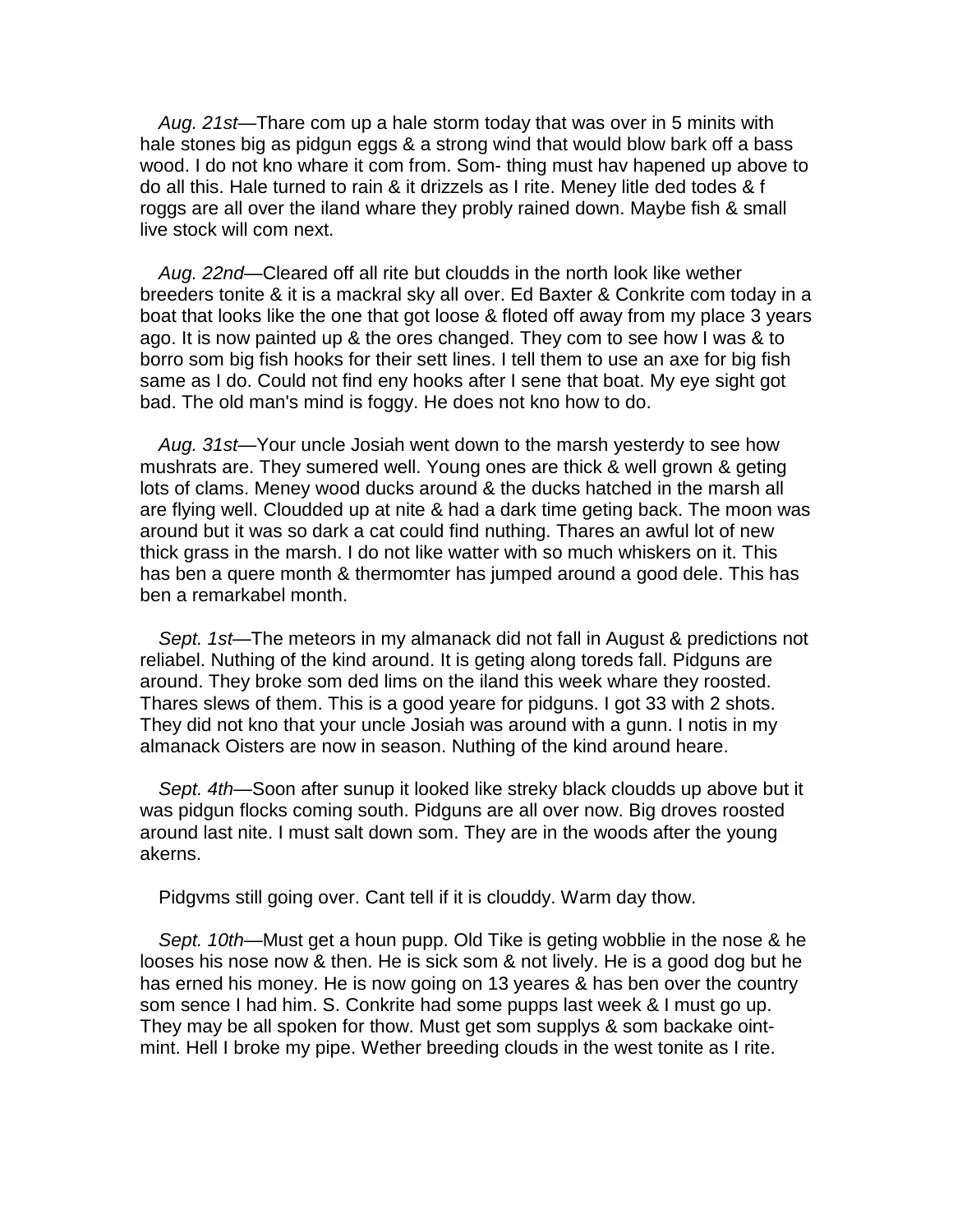*Aug. 21st*—Thare com up a hale storm today that was over in 5 minits with hale stones big as pidgun eggs & a strong wind that would blow bark off a bass wood. I do not kno whare it com from. Som- thing must hav hapened up above to do all this. Hale turned to rain & it drizzels as I rite. Meney litle ded todes & f roggs are all over the iland whare they probly rained down. Maybe fish & small live stock will com next.

*Aug. 22nd*—Cleared off all rite but cloudds in the north look like wether breeders tonite & it is a mackral sky all over. Ed Baxter & Conkrite com today in a boat that looks like the one that got loose & floted off away from my place 3 years ago. It is now painted up & the ores changed. They com to see how I was & to borro som big fish hooks for their sett lines. I tell them to use an axe for big fish same as I do. Could not find eny hooks after I sene that boat. My eye sight got bad. The old man's mind is foggy. He does not kno how to do.

*Aug. 31st*—Your uncle Josiah went down to the marsh yesterdy to see how mushrats are. They sumered well. Young ones are thick & well grown & geting lots of clams. Meney wood ducks around & the ducks hatched in the marsh all are flying well. Cloudded up at nite & had a dark time geting back. The moon was around but it was so dark a cat could find nuthing. Thares an awful lot of new thick grass in the marsh. I do not like watter with so much whiskers on it. This has ben a quere month & thermomter has jumped around a good dele. This has ben a remarkabel month.

*Sept. 1st*—The meteors in my almanack did not fall in August & predictions not reliabel. Nuthing of the kind around. It is geting along toreds fall. Pidguns are around. They broke som ded lims on the iland this week whare they roosted. Thares slews of them. This is a good yeare for pidguns. I got 33 with 2 shots. They did not kno that your uncle Josiah was around with a gunn. I notis in my almanack Oisters are now in season. Nuthing of the kind around heare.

*Sept. 4th*—Soon after sunup it looked like streky black cloudds up above but it was pidgun flocks coming south. Pidguns are all over now. Big droves roosted around last nite. I must salt down som. They are in the woods after the young akerns.

Pidgvms still going over. Cant tell if it is clouddy. Warm day thow.

*Sept. 10th*—Must get a houn pupp. Old Tike is geting wobblie in the nose & he looses his nose now & then. He is sick som & not lively. He is a good dog but he has erned his money. He is now going on 13 yeares & has ben over the country som sence I had him. S. Conkrite had some pupps last week & I must go up. They may be all spoken for thow. Must get som supplys & som backake oint- mint. Hell I broke my pipe. Wether breeding clouds in the west tonite as I rite.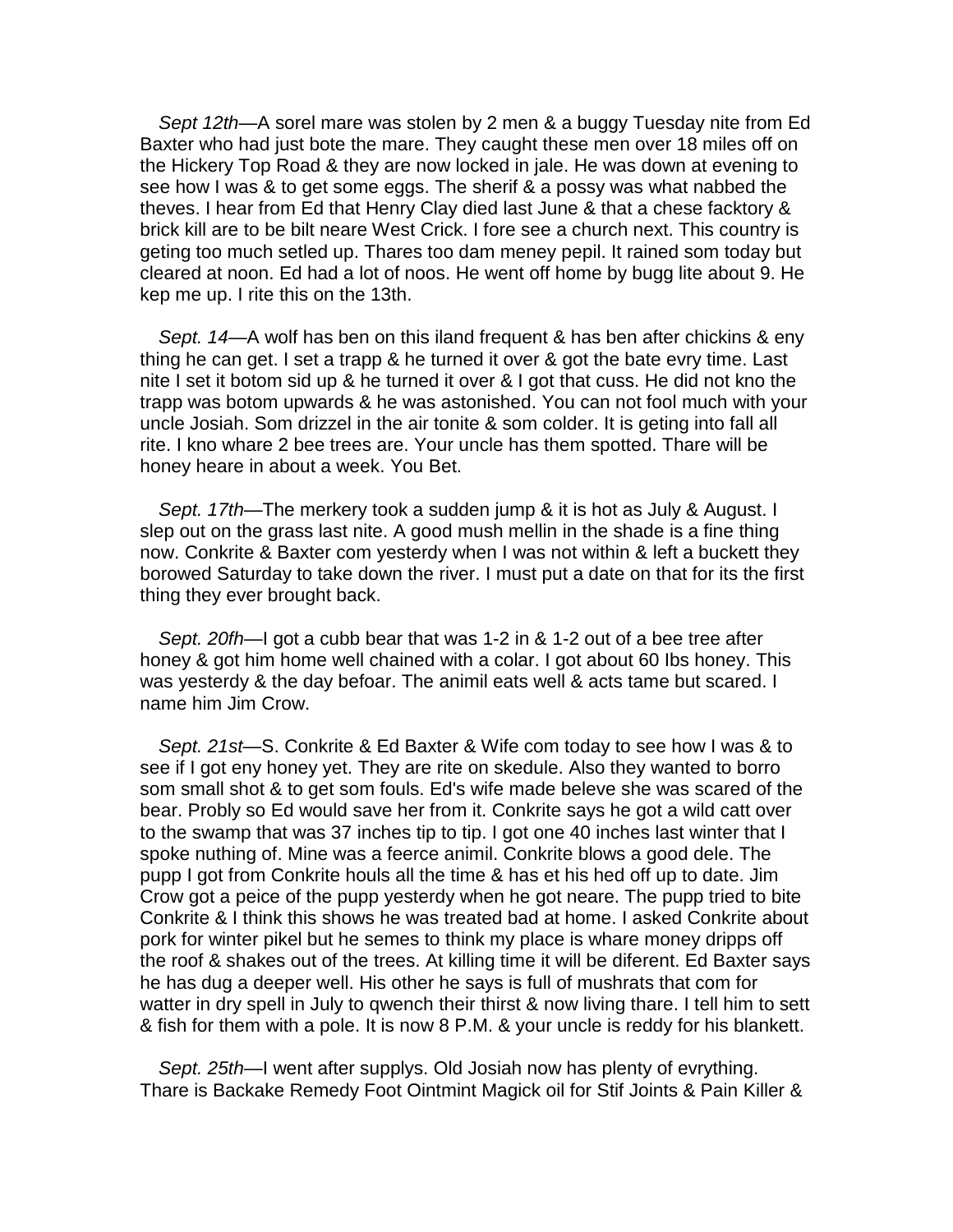*Sept 12th*—A sorel mare was stolen by 2 men & a buggy Tuesday nite from Ed Baxter who had just bote the mare. They caught these men over 18 miles off on the Hickery Top Road & they are now locked in jale. He was down at evening to see how I was & to get some eggs. The sherif & a possy was what nabbed the theves. I hear from Ed that Henry Clay died last June & that a chese facktory & brick kill are to be bilt neare West Crick. I fore see a church next. This country is geting too much setled up. Thares too dam meney pepil. It rained som today but cleared at noon. Ed had a lot of noos. He went off home by bugg lite about 9. He kep me up. I rite this on the 13th.

*Sept. 14*—A wolf has ben on this iland frequent & has ben after chickins & eny thing he can get. I set a trapp & he turned it over & got the bate evry time. Last nite I set it botom sid up & he turned it over & I got that cuss. He did not kno the trapp was botom upwards & he was astonished. You can not fool much with your uncle Josiah. Som drizzel in the air tonite & som colder. It is geting into fall all rite. I kno whare 2 bee trees are. Your uncle has them spotted. Thare will be honey heare in about a week. You Bet.

*Sept. 17th*—The merkery took a sudden jump & it is hot as July & August. I slep out on the grass last nite. A good mush mellin in the shade is a fine thing now. Conkrite & Baxter com yesterdy when I was not within & left a buckett they borowed Saturday to take down the river. I must put a date on that for its the first thing they ever brought back.

*Sept. 20fh*—I got a cubb bear that was 1-2 in & 1-2 out of a bee tree after honey & got him home well chained with a colar. I got about 60 lbs honey. This was yesterdy & the day befoar. The animil eats well & acts tame but scared. I name him Jim Crow.

*Sept. 21st*—S. Conkrite & Ed Baxter & Wife com today to see how I was & to see if I got eny honey yet. They are rite on skedule. Also they wanted to borro som small shot & to get som fouls. Ed's wife made beleve she was scared of the bear. Probly so Ed would save her from it. Conkrite says he got a wild catt over to the swamp that was 37 inches tip to tip. I got one 40 inches last winter that I spoke nuthing of. Mine was a feerce animil. Conkrite blows a good dele. The pupp I got from Conkrite houls all the time & has et his hed off up to date. Jim Crow got a peice of the pupp yesterdy when he got neare. The pupp tried to bite Conkrite & I think this shows he was treated bad at home. I asked Conkrite about pork for winter pikel but he semes to think my place is whare money dripps off the roof & shakes out of the trees. At killing time it will be diferent. Ed Baxter says he has dug a deeper well. His other he says is full of mushrats that com for watter in dry spell in July to qwench their thirst & now living thare. I tell him to sett & fish for them with a pole. It is now 8 P.M. & your uncle is reddy for his blankett.

*Sept. 25th*—I went after supplys. Old Josiah now has plenty of evrything. Thare is Backake Remedy Foot Ointmint Magick oil for Stif Joints & Pain Killer &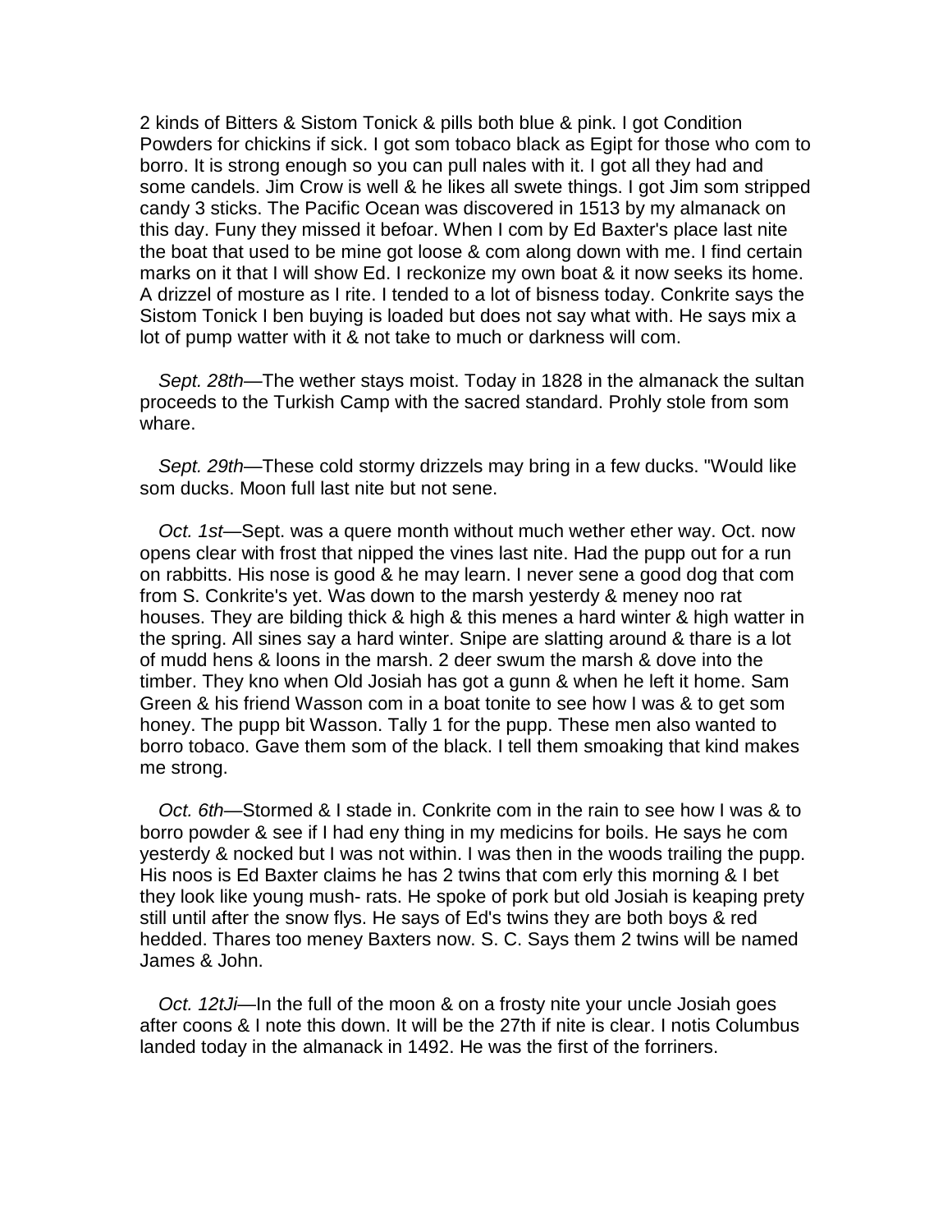2 kinds of Bitters & Sistom Tonick & pills both blue & pink. I got Condition Powders for chickins if sick. I got som tobaco black as Egipt for those who com to borro. It is strong enough so you can pull nales with it. I got all they had and some candels. Jim Crow is well & he likes all swete things. I got Jim som stripped candy 3 sticks. The Pacific Ocean was discovered in 1513 by my almanack on this day. Funy they missed it befoar. When I com by Ed Baxter's place last nite the boat that used to be mine got loose & com along down with me. I find certain marks on it that I will show Ed. I reckonize my own boat & it now seeks its home. A drizzel of mosture as I rite. I tended to a lot of bisness today. Conkrite says the Sistom Tonick I ben buying is loaded but does not say what with. He says mix a lot of pump watter with it & not take to much or darkness will com.

*Sept. 28th*—The wether stays moist. Today in 1828 in the almanack the sultan proceeds to the Turkish Camp with the sacred standard. Prohly stole from som whare.

*Sept. 29th*—These cold stormy drizzels may bring in a few ducks. "Would like som ducks. Moon full last nite but not sene.

*Oct. 1st*—Sept. was a quere month without much wether ether way. Oct. now opens clear with frost that nipped the vines last nite. Had the pupp out for a run on rabbitts. His nose is good & he may learn. I never sene a good dog that com from S. Conkrite's yet. Was down to the marsh yesterdy & meney noo rat houses. They are bilding thick & high & this menes a hard winter & high watter in the spring. All sines say a hard winter. Snipe are slatting around & thare is a lot of mudd hens & loons in the marsh. 2 deer swum the marsh & dove into the timber. They kno when Old Josiah has got a gunn & when he left it home. Sam Green & his friend Wasson com in a boat tonite to see how I was & to get som honey. The pupp bit Wasson. Tally 1 for the pupp. These men also wanted to borro tobaco. Gave them som of the black. I tell them smoaking that kind makes me strong.

*Oct. 6th*—Stormed & I stade in. Conkrite com in the rain to see how I was & to borro powder & see if I had eny thing in my medicins for boils. He says he com yesterdy & nocked but I was not within. I was then in the woods trailing the pupp. His noos is Ed Baxter claims he has 2 twins that com erly this morning & I bet they look like young mush- rats. He spoke of pork but old Josiah is keaping prety still until after the snow flys. He says of Ed's twins they are both boys & red hedded. Thares too meney Baxters now. S. C. Says them 2 twins will be named James & John.

*Oct. 12tJi*—In the full of the moon & on a frosty nite your uncle Josiah goes after coons & I note this down. It will be the 27th if nite is clear. I notis Columbus landed today in the almanack in 1492. He was the first of the forriners.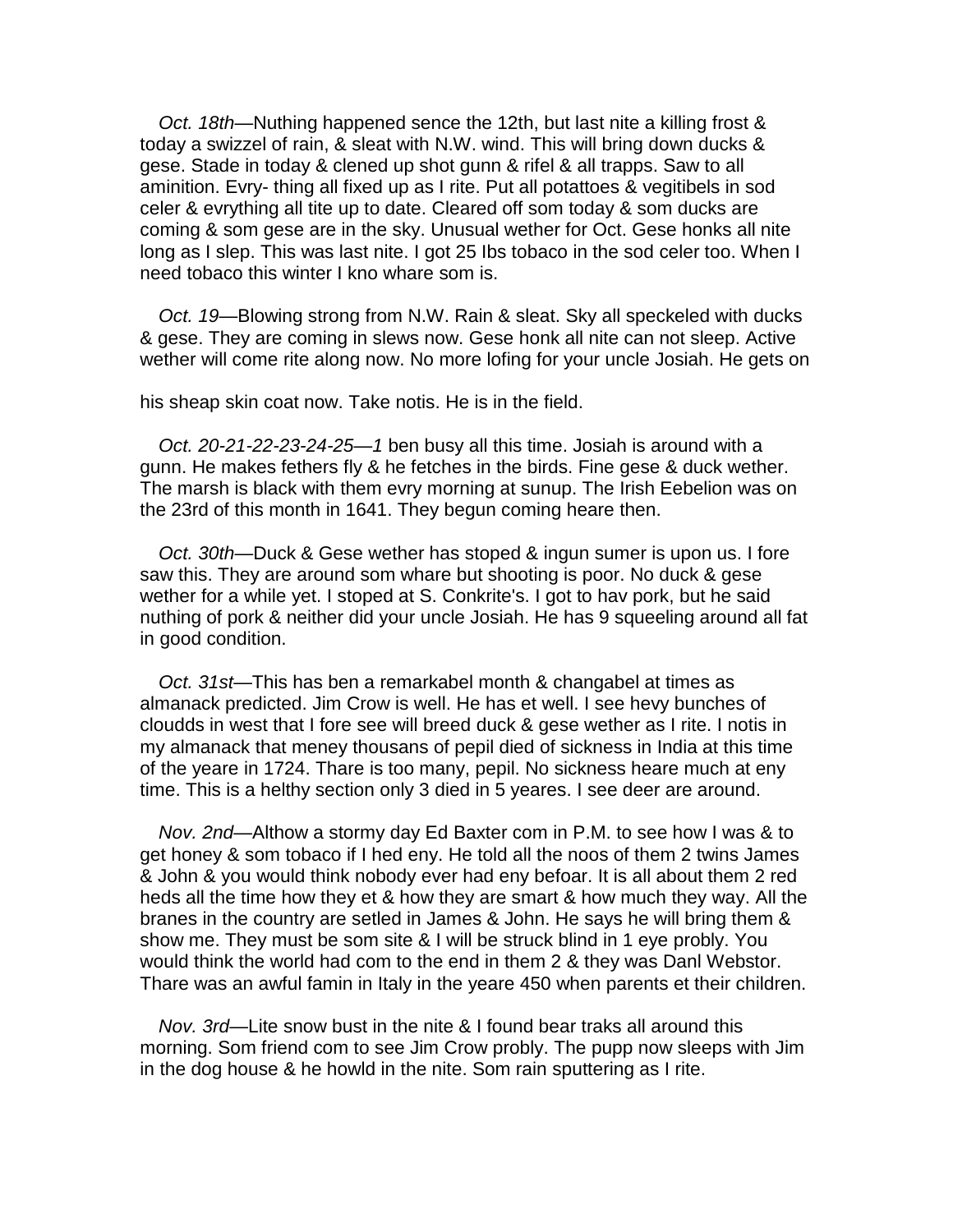*Oct. 18th*—Nuthing happened sence the 12th, but last nite a killing frost & today a swizzel of rain, & sleat with N.W. wind. This will bring down ducks & gese. Stade in today & clened up shot gunn & rifel & all trapps. Saw to all aminition. Evry- thing all fixed up as I rite. Put all potattoes & vegitibels in sod celer & evrything all tite up to date. Cleared off som today & som ducks are coming & som gese are in the sky. Unusual wether for Oct. Gese honks all nite long as I slep. This was last nite. I got 25 Ibs tobaco in the sod celer too. When I need tobaco this winter I kno whare som is.

*Oct. 19*—Blowing strong from N.W. Rain & sleat. Sky all speckeled with ducks & gese. They are coming in slews now. Gese honk all nite can not sleep. Active wether will come rite along now. No more lofing for your uncle Josiah. He gets on

his sheap skin coat now. Take notis. He is in the field.

*Oct. 20-21-22-23-24-25—1* ben busy all this time. Josiah is around with a gunn. He makes fethers fly & he fetches in the birds. Fine gese & duck wether. The marsh is black with them evry morning at sunup. The Irish Eebelion was on the 23rd of this month in 1641. They begun coming heare then.

*Oct. 30th*—Duck & Gese wether has stoped & ingun sumer is upon us. I fore saw this. They are around som whare but shooting is poor. No duck & gese wether for a while yet. I stoped at S. Conkrite's. I got to hav pork, but he said nuthing of pork & neither did your uncle Josiah. He has 9 squeeling around all fat in good condition.

*Oct. 31st*—This has ben a remarkabel month & changabel at times as almanack predicted. Jim Crow is well. He has et well. I see hevy bunches of cloudds in west that I fore see will breed duck & gese wether as I rite. I notis in my almanack that meney thousans of pepil died of sickness in India at this time of the yeare in 1724. Thare is too many, pepil. No sickness heare much at eny time. This is a helthy section only 3 died in 5 yeares. I see deer are around.

*Nov. 2nd*—Althow a stormy day Ed Baxter com in P.M. to see how I was & to get honey & som tobaco if I hed eny. He told all the noos of them 2 twins James & John & you would think nobody ever had eny befoar. It is all about them 2 red heds all the time how they et & how they are smart & how much they way. All the branes in the country are setled in James & John. He says he will bring them & show me. They must be som site & I will be struck blind in 1 eye probly. You would think the world had com to the end in them 2 & they was Danl Webstor. Thare was an awful famin in Italy in the yeare 450 when parents et their children.

*Nov. 3rd*—Lite snow bust in the nite & I found bear traks all around this morning. Som friend com to see Jim Crow probly. The pupp now sleeps with Jim in the dog house & he howld in the nite. Som rain sputtering as I rite.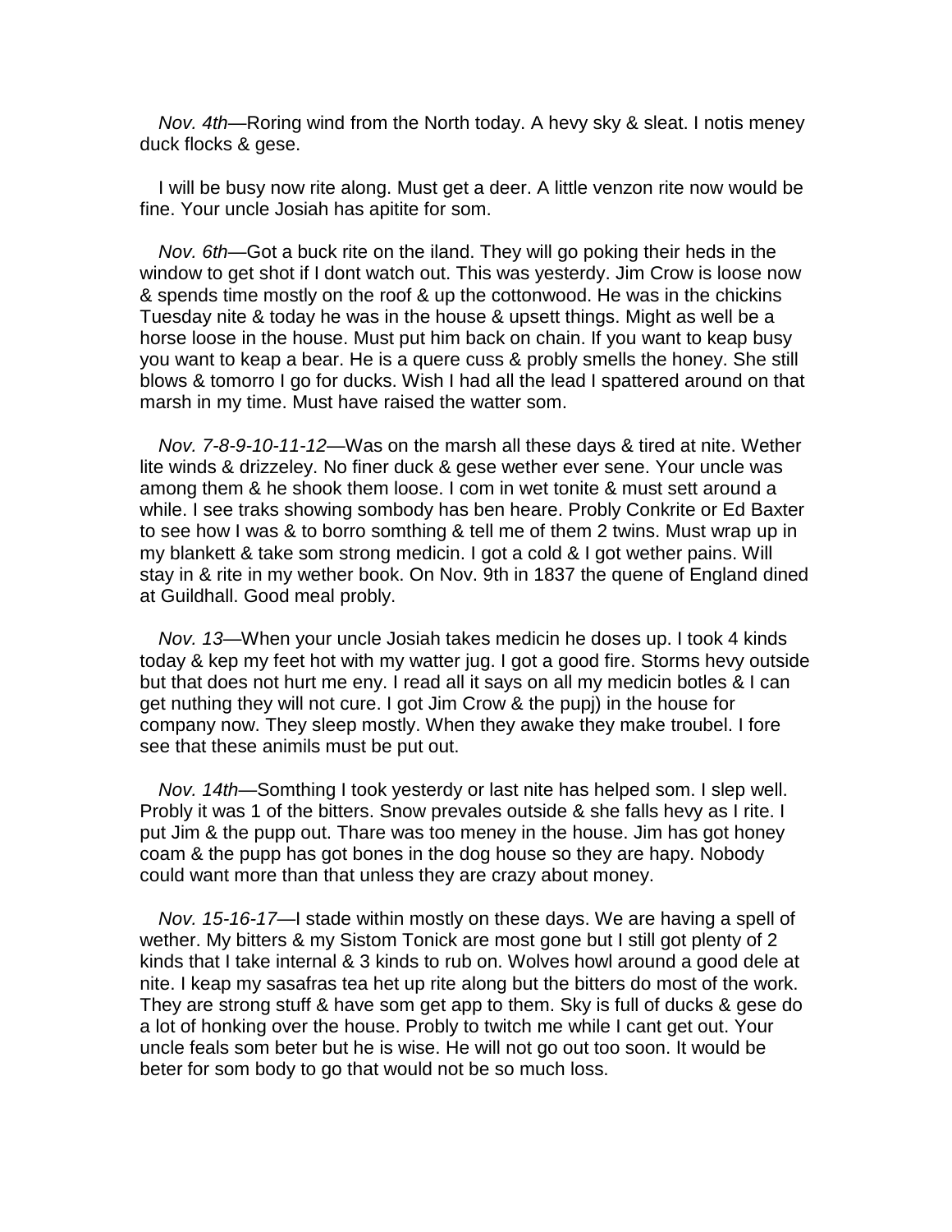*Nov. 4th*—Roring wind from the North today. A hevy sky & sleat. I notis meney duck flocks & gese.

I will be busy now rite along. Must get a deer. A little venzon rite now would be fine. Your uncle Josiah has apitite for som.

*Nov. 6th*—Got a buck rite on the iland. They will go poking their heds in the window to get shot if I dont watch out. This was yesterdy. Jim Crow is loose now & spends time mostly on the roof & up the cottonwood. He was in the chickins Tuesday nite & today he was in the house & upsett things. Might as well be a horse loose in the house. Must put him back on chain. If you want to keap busy you want to keap a bear. He is a quere cuss & probly smells the honey. She still blows & tomorro I go for ducks. Wish I had all the lead I spattered around on that marsh in my time. Must have raised the watter som.

*Nov. 7-8-9-10-11-12*—Was on the marsh all these days & tired at nite. Wether lite winds & drizzeley. No finer duck & gese wether ever sene. Your uncle was among them & he shook them loose. I com in wet tonite & must sett around a while. I see traks showing sombody has ben heare. Probly Conkrite or Ed Baxter to see how I was & to borro somthing & tell me of them 2 twins. Must wrap up in my blankett & take som strong medicin. I got a cold & I got wether pains. Will stay in & rite in my wether book. On Nov. 9th in 1837 the quene of England dined at Guildhall. Good meal probly.

*Nov. 13*—When your uncle Josiah takes medicin he doses up. I took 4 kinds today & kep my feet hot with my watter jug. I got a good fire. Storms hevy outside but that does not hurt me eny. I read all it says on all my medicin botles & I can get nuthing they will not cure. I got Jim Crow & the pupj) in the house for company now. They sleep mostly. When they awake they make troubel. I fore see that these animils must be put out.

*Nov. 14th*—Somthing I took yesterdy or last nite has helped som. I slep well. Probly it was 1 of the bitters. Snow prevales outside & she falls hevy as I rite. I put Jim & the pupp out. Thare was too meney in the house. Jim has got honey coam & the pupp has got bones in the dog house so they are hapy. Nobody could want more than that unless they are crazy about money.

*Nov. 15-16-17*—I stade within mostly on these days. We are having a spell of wether. My bitters & my Sistom Tonick are most gone but I still got plenty of 2 kinds that I take internal & 3 kinds to rub on. Wolves howl around a good dele at nite. I keap my sasafras tea het up rite along but the bitters do most of the work. They are strong stuff & have som get app to them. Sky is full of ducks & gese do a lot of honking over the house. Probly to twitch me while I cant get out. Your uncle feals som beter but he is wise. He will not go out too soon. It would be beter for som body to go that would not be so much loss.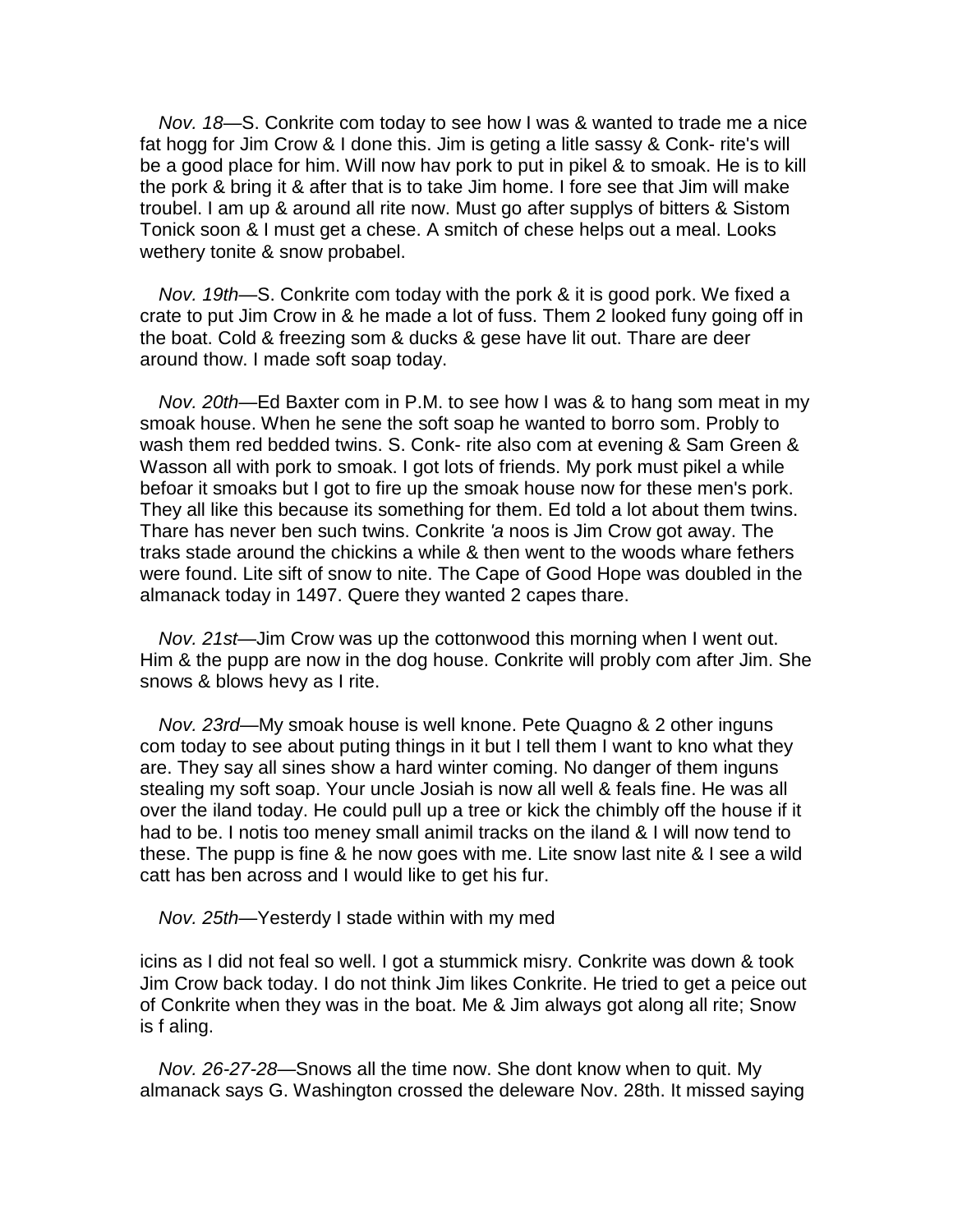*Nov. 18*—S. Conkrite com today to see how I was & wanted to trade me a nice fat hogg for Jim Crow & I done this. Jim is geting a litle sassy & Conk- rite's will be a good place for him. Will now hav pork to put in pikel & to smoak. He is to kill the pork & bring it & after that is to take Jim home. I fore see that Jim will make troubel. I am up & around all rite now. Must go after supplys of bitters & Sistom Tonick soon & I must get a chese. A smitch of chese helps out a meal. Looks wethery tonite & snow probabel.

*Nov. 19th*—S. Conkrite com today with the pork & it is good pork. We fixed a crate to put Jim Crow in & he made a lot of fuss. Them 2 looked funy going off in the boat. Cold & freezing som & ducks & gese have lit out. Thare are deer around thow. I made soft soap today.

*Nov. 20th*—Ed Baxter com in P.M. to see how I was & to hang som meat in my smoak house. When he sene the soft soap he wanted to borro som. Probly to wash them red bedded twins. S. Conk- rite also com at evening & Sam Green & Wasson all with pork to smoak. I got lots of friends. My pork must pikel a while befoar it smoaks but I got to fire up the smoak house now for these men's pork. They all like this because its something for them. Ed told a lot about them twins. Thare has never ben such twins. Conkrite *'a* noos is Jim Crow got away. The traks stade around the chickins a while & then went to the woods whare fethers were found. Lite sift of snow to nite. The Cape of Good Hope was doubled in the almanack today in 1497. Quere they wanted 2 capes thare.

*Nov. 21st*—Jim Crow was up the cottonwood this morning when I went out. Him & the pupp are now in the dog house. Conkrite will probly com after Jim. She snows & blows hevy as I rite.

*Nov. 23rd*—My smoak house is well knone. Pete Quagno & 2 other inguns com today to see about puting things in it but I tell them I want to kno what they are. They say all sines show a hard winter coming. No danger of them inguns stealing my soft soap. Your uncle Josiah is now all well & feals fine. He was all over the iland today. He could pull up a tree or kick the chimbly off the house if it had to be. I notis too meney small animil tracks on the iland & I will now tend to these. The pupp is fine & he now goes with me. Lite snow last nite & I see a wild catt has ben across and I would like to get his fur.

*Nov. 25th*—Yesterdy I stade within with my medicins as I did not feal so well. I got a stummick misry. Conkrite was down & took Jim Crow back today. I do not think Jim likes Conkrite. He tried to get a peice out of Conkrite when they was in the boat. Me & Jim always got along all rite; Snow is f aling.

*Nov. 26-27-28*—Snows all the time now. She dont know when to quit. My almanack says G. Washington crossed the deleware Nov. 28th. It missed saying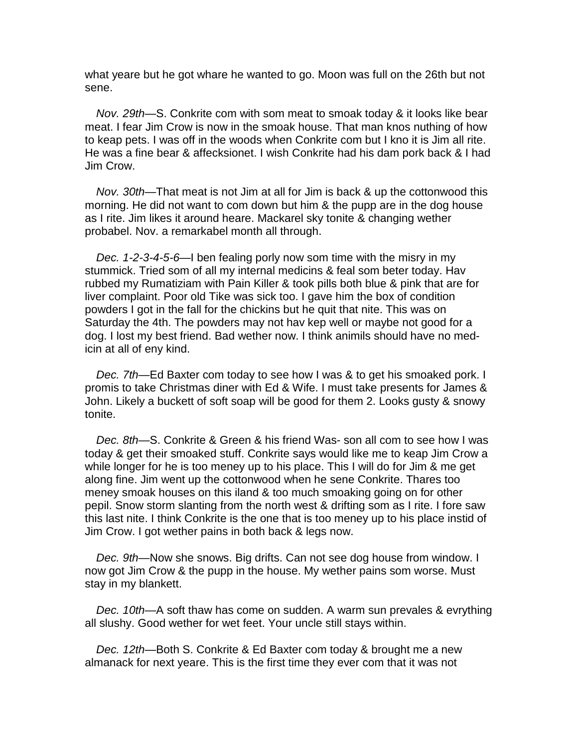what yeare but he got whare he wanted to go. Moon was full on the 26th but not sene.

*Nov. 29th*—S. Conkrite com with som meat to smoak today & it looks like bear meat. I fear Jim Crow is now in the smoak house. That man knos nuthing of how to keap pets. I was off in the woods when Conkrite com but I kno it is Jim all rite. He was a fine bear & affecksionet. I wish Conkrite had his dam pork back & I had Jim Crow.

*Nov. 30th*—That meat is not Jim at all for Jim is back & up the cottonwood this morning. He did not want to com down but him & the pupp are in the dog house as I rite. Jim likes it around heare. Mackarel sky tonite & changing wether probabel. Nov. a remarkabel month all through.

*Dec. 1-2-3-4-5-6*—I ben fealing porly now som time with the misry in my stummick. Tried som of all my internal medicins & feal som beter today. Hav rubbed my Rumatiziam with Pain Killer & took pills both blue & pink that are for liver complaint. Poor old Tike was sick too. I gave him the box of condition powders I got in the fall for the chickins but he quit that nite. This was on Saturday the 4th. The powders may not hav kep well or maybe not good for a dog. I lost my best friend. Bad wether now. I think animils should have no medicin at all of eny kind.

*Dec. 7th*—Ed Baxter com today to see how I was & to get his smoaked pork. I promis to take Christmas diner with Ed & Wife. I must take presents for James & John. Likely a buckett of soft soap will be good for them 2. Looks gusty & snowy tonite.

*Dec. 8th*—S. Conkrite & Green & his friend Wasson all com to see how I was today & get their smoaked stuff. Conkrite says would like me to keap Jim Crow a while longer for he is too meney up to his place. This I will do for Jim & me get along fine. Jim went up the cottonwood when he sene Conkrite. Thares too meney smoak houses on this iland & too much smoaking going on for other pepil. Snow storm slanting from the north west & drifting som as I rite. I fore saw this last nite. I think Conkrite is the one that is too meney up to his place instid of Jim Crow. I got wether pains in both back & legs now.

*Dec. 9th*—Now she snows. Big drifts. Can not see dog house from window. I now got Jim Crow & the pupp in the house. My wether pains som worse. Must stay in my blankett.

*Dec. 10th*—A soft thaw has come on sudden. A warm sun prevales & evrything all slushy. Good wether for wet feet. Your uncle still stays within.

*Dec. 12th*—Both S. Conkrite & Ed Baxter com today & brought me a new almanack for next yeare. This is the first time they ever com that it was not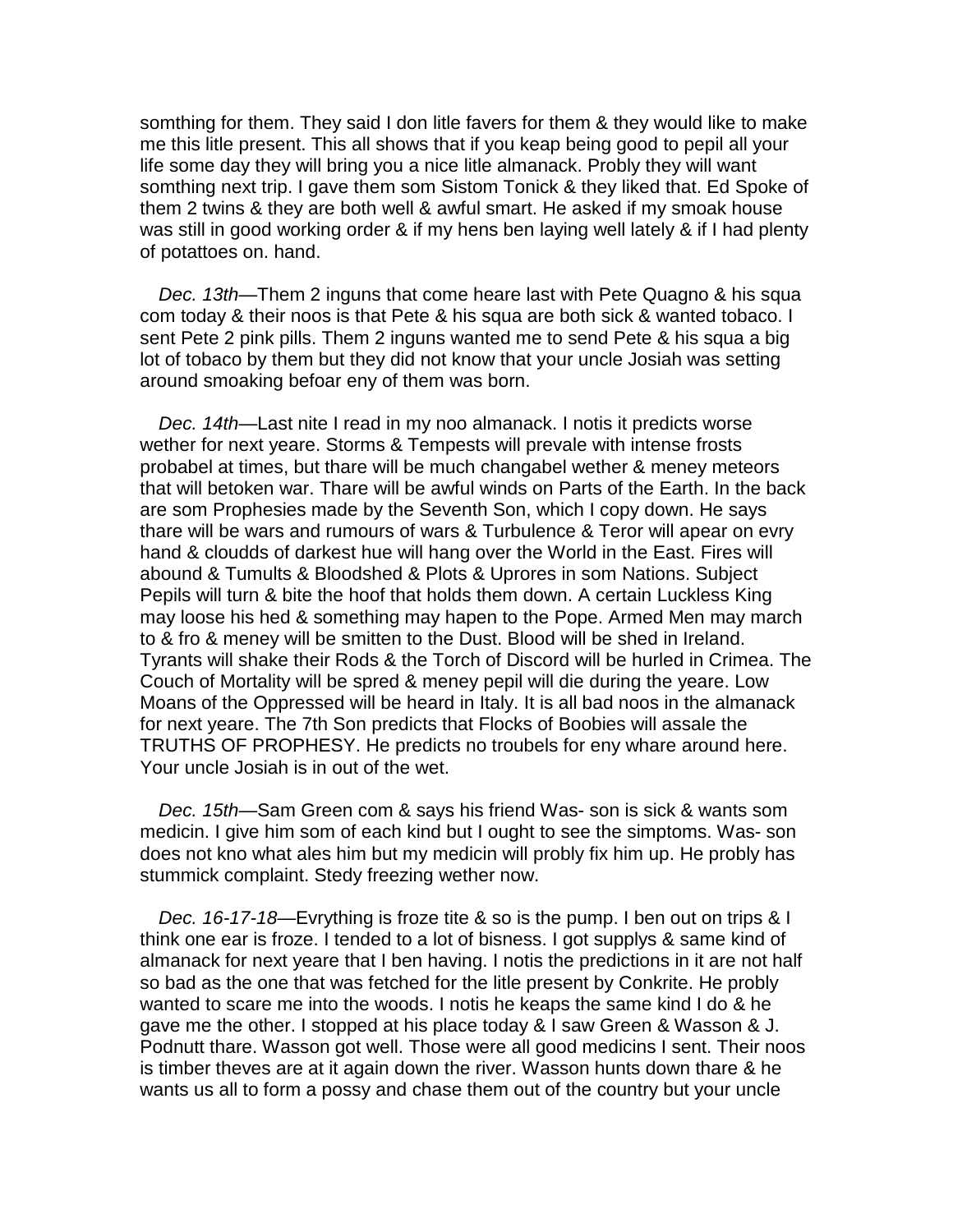somthing for them. They said I don litle favers for them & they would like to make me this litle present. This all shows that if you keap being good to pepil all your life some day they will bring you a nice litle almanack. Probly they will want somthing next trip. I gave them som Sistom Tonick & they liked that. Ed Spoke of them 2 twins & they are both well & awful smart. He asked if my smoak house was still in good working order & if my hens ben laying well lately & if I had plenty of potattoes on. hand.

*Dec. 13th*—Them 2 inguns that come heare last with Pete Quagno & his squa com today & their noos is that Pete & his squa are both sick & wanted tobaco. I sent Pete 2 pink pills. Them 2 inguns wanted me to send Pete & his squa a big lot of tobaco by them but they did not know that your uncle Josiah was setting around smoaking befoar eny of them was born.

*Dec. 14th*—Last nite I read in my noo almanack. I notis it predicts worse wether for next yeare. Storms & Tempests will prevale with intense frosts probabel at times, but thare will be much changabel wether & meney meteors that will betoken war. Thare will be awful winds on Parts of the Earth. In the back are som Prophesies made by the Seventh Son, which I copy down. He says thare will be wars and rumours of wars & Turbulence & Teror will apear on evry hand & cloudds of darkest hue will hang over the World in the East. Fires will abound & Tumults & Bloodshed & Plots & Uprores in som Nations. Subject Pepils will turn & bite the hoof that holds them down. A certain Luckless King may loose his hed & something may hapen to the Pope. Armed Men may march to & fro & meney will be smitten to the Dust. Blood will be shed in Ireland. Tyrants will shake their Rods & the Torch of Discord will be hurled in Crimea. The Couch of Mortality will be spred & meney pepil will die during the yeare. Low Moans of the Oppressed will be heard in Italy. It is all bad noos in the almanack for next yeare. The 7th Son predicts that Flocks of Boobies will assale the TRUTHS OF PROPHESY. He predicts no troubels for eny whare around here. Your uncle Josiah is in out of the wet.

*Dec. 15th*—Sam Green com & says his friend Was- son is sick & wants som medicin. I give him som of each kind but I ought to see the simptoms. Was- son does not kno what ales him but my medicin will probly fix him up. He probly has stummick complaint. Stedy freezing wether now.

*Dec. 16-17-18*—Evrything is froze tite & so is the pump. I ben out on trips & I think one ear is froze. I tended to a lot of bisness. I got supplys & same kind of almanack for next yeare that I ben having. I notis the predictions in it are not half so bad as the one that was fetched for the litle present by Conkrite. He probly wanted to scare me into the woods. I notis he keaps the same kind I do & he gave me the other. I stopped at his place today & I saw Green & Wasson & J. Podnutt thare. Wasson got well. Those were all good medicins I sent. Their noos is timber theves are at it again down the river. Wasson hunts down thare & he wants us all to form a possy and chase them out of the country but your uncle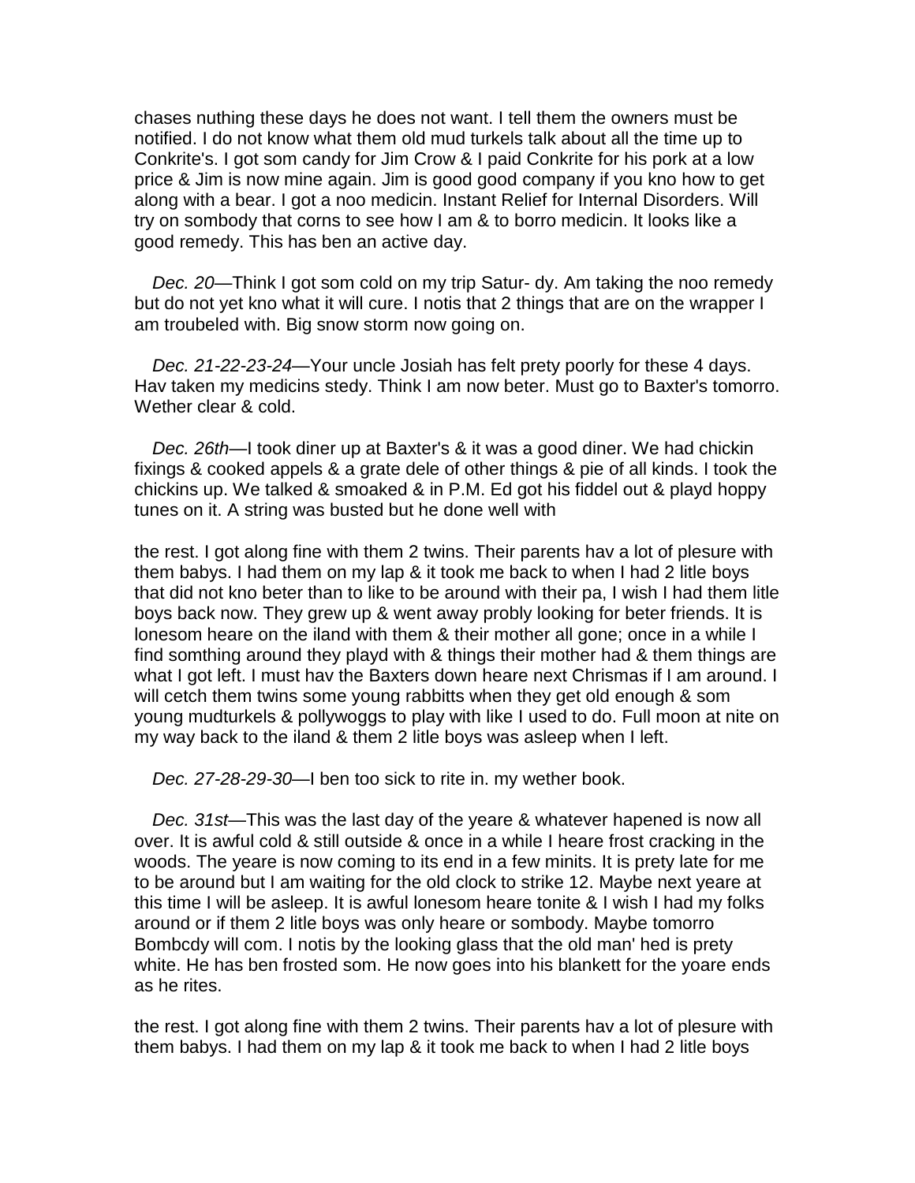chases nuthing these days he does not want. I tell them the owners must be notified. I do not know what them old mud turkels talk about all the time up to Conkrite's. I got som candy for Jim Crow & I paid Conkrite for his pork at a low price & Jim is now mine again. Jim is good good company if you kno how to get along with a bear. I got a noo medicin. Instant Relief for Internal Disorders. Will try on sombody that corns to see how I am & to borro medicin. It looks like a good remedy. This has ben an active day.

*Dec. 20*—Think I got som cold on my trip Satur- dy. Am taking the noo remedy but do not yet kno what it will cure. I notis that 2 things that are on the wrapper I am troubeled with. Big snow storm now going on.

*Dec. 21-22-23-24*—Your uncle Josiah has felt prety poorly for these 4 days. Hav taken my medicins stedy. Think I am now beter. Must go to Baxter's tomorro. Wether clear & cold.

*Dec. 26th*—I took diner up at Baxter's & it was a good diner. We had chickin fixings & cooked appels & a grate dele of other things & pie of all kinds. I took the chickins up. We talked & smoaked & in P.M. Ed got his fiddel out & playd hoppy tunes on it. A string was busted but he done well with

the rest. I got along fine with them 2 twins. Their parents hav a lot of plesure with them babys. I had them on my lap & it took me back to when I had 2 litle boys that did not kno beter than to like to be around with their pa, I wish I had them litle boys back now. They grew up & went away probly looking for beter friends. It is lonesom heare on the iland with them & their mother all gone; once in a while I find somthing around they playd with & things their mother had & them things are what I got left. I must hav the Baxters down heare next Chrismas if I am around. I will cetch them twins some young rabbitts when they get old enough & som young mudturkels & pollywoggs to play with like I used to do. Full moon at nite on my way back to the iland & them 2 litle boys was asleep when I left.

*Dec. 27-28-29-30*—I ben too sick to rite in. my wether book.

*Dec. 31st*—This was the last day of the yeare & whatever hapened is now all over. It is awful cold & still outside & once in a while I heare frost cracking in the woods. The yeare is now coming to its end in a few minits. It is prety late for me to be around but I am waiting for the old clock to strike 12. Maybe next yeare at this time I will be asleep. It is awful lonesom heare tonite & I wish I had my folks around or if them 2 litle boys was only heare or sombody. Maybe tomorro Bombcdy will com. I notis by the looking glass that the old man' hed is prety white. He has ben frosted som. He now goes into his blankett for the yoare ends as he rites.

the rest. I got along fine with them 2 twins. Their parents hav a lot of plesure with them babys. I had them on my lap & it took me back to when I had 2 litle boys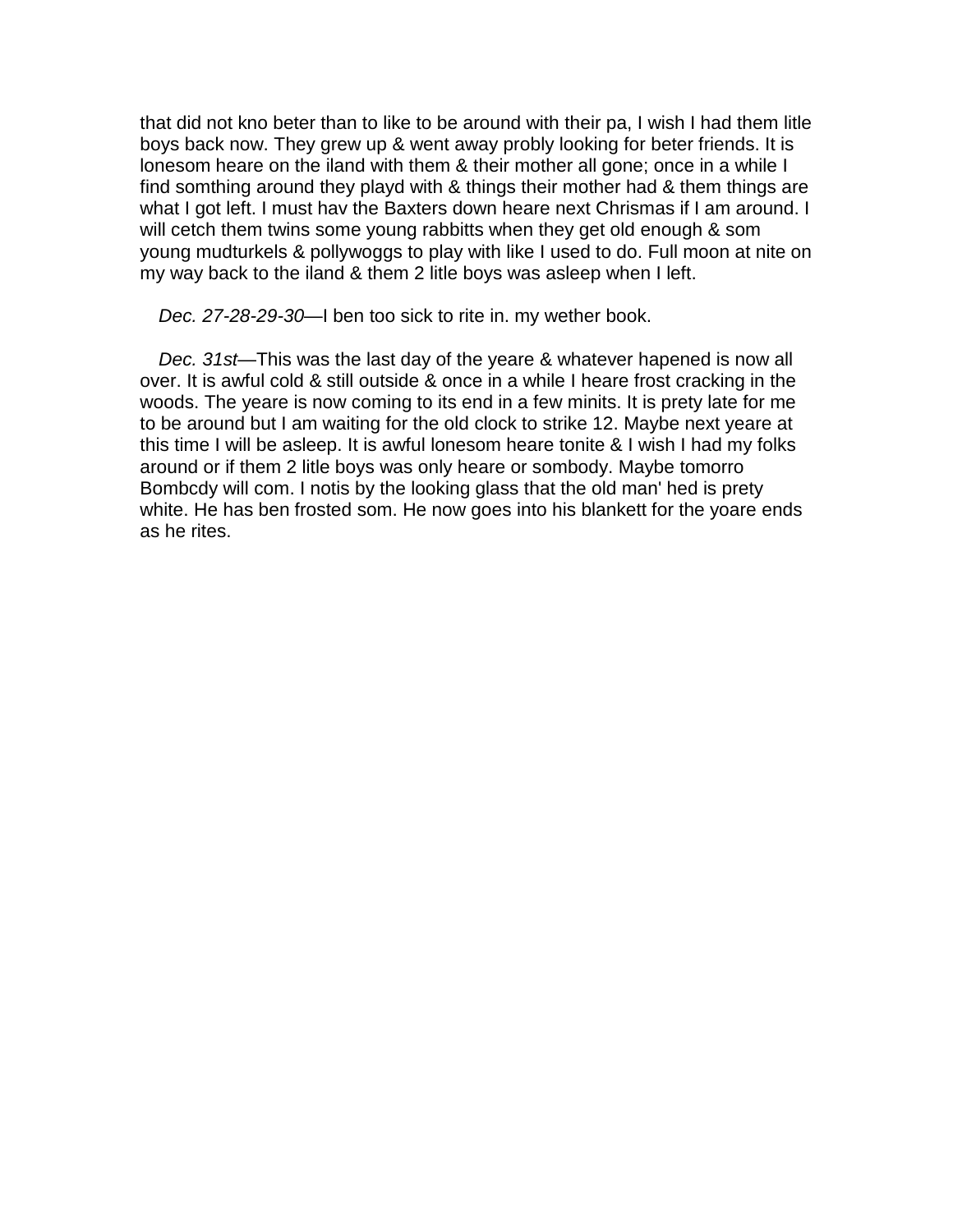that did not kno beter than to like to be around with their pa, I wish I had them litle boys back now. They grew up & went away probly looking for beter friends. It is lonesom heare on the iland with them & their mother all gone; once in a while I find somthing around they playd with & things their mother had & them things are what I got left. I must hav the Baxters down heare next Chrismas if I am around. I will cetch them twins some young rabbitts when they get old enough & som young mudturkels & pollywoggs to play with like I used to do. Full moon at nite on my way back to the iland & them 2 litle boys was asleep when I left.

*Dec. 27-28-29-30*—I ben too sick to rite in. my wether book.

*Dec. 31st*—This was the last day of the yeare & whatever hapened is now all over. It is awful cold & still outside & once in a while I heare frost cracking in the woods. The yeare is now coming to its end in a few minits. It is prety late for me to be around but I am waiting for the old clock to strike 12. Maybe next yeare at this time I will be asleep. It is awful lonesom heare tonite & I wish I had my folks around or if them 2 litle boys was only heare or sombody. Maybe tomorro Bombcdy will com. I notis by the looking glass that the old man' hed is prety white. He has ben frosted som. He now goes into his blankett for the yoare ends as he rites.